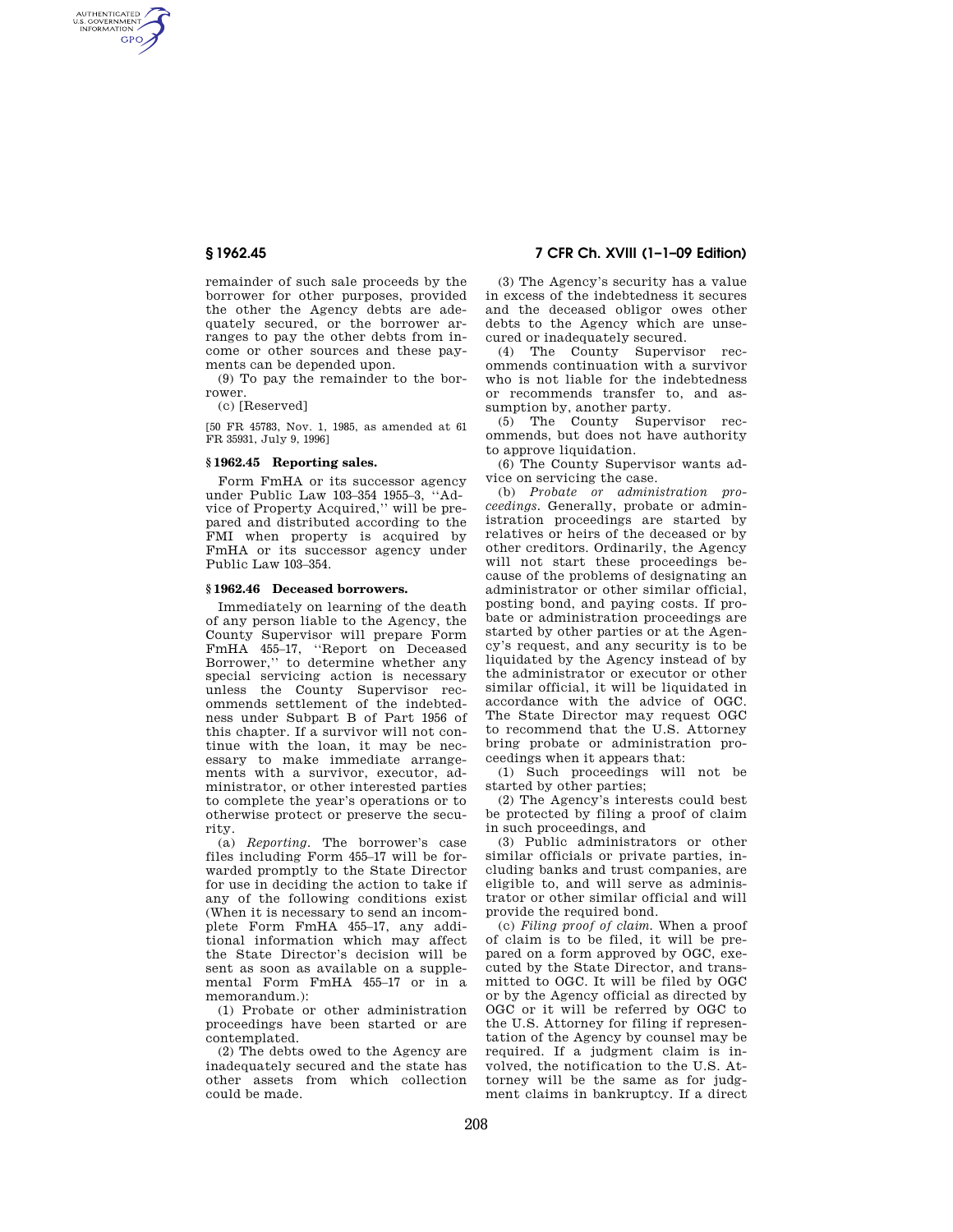remainder of such sale proceeds by the borrower for other purposes, provided the other the Agency debts are adequately secured, or the borrower arranges to pay the other debts from income or other sources and these payments can be depended upon.

(9) To pay the remainder to the borrower.

(c) [Reserved]

[50 FR 45783, Nov. 1, 1985, as amended at 61 FR 35931, July 9, 1996]

### § 1962.45 Reporting sales.

Form FmHA or its successor agency under Public Law 103–354 1955–3, ''Advice of Property Acquired,'' will be prepared and distributed according to the FMI when property is acquired by FmHA or its successor agency under Public Law 103–354.

### § 1962.46 Deceased borrowers.

Immediately on learning of the death of any person liable to the Agency, the County Supervisor will prepare Form FmHA 455–17, ''Report on Deceased Borrower,'' to determine whether any special servicing action is necessary unless the County Supervisor recommends settlement of the indebtedness under Subpart B of Part 1956 of this chapter. If a survivor will not continue with the loan, it may be necessary to make immediate arrangements with a survivor, executor, administrator, or other interested parties to complete the year's operations or to otherwise protect or preserve the security.

(a) *Reporting.* The borrower's case files including Form 455–17 will be forwarded promptly to the State Director for use in deciding the action to take if any of the following conditions exist (When it is necessary to send an incomplete Form FmHA 455–17, any additional information which may affect the State Director's decision will be sent as soon as available on a supplemental Form FmHA 455–17 or in a memorandum.):

(1) Probate or other administration proceedings have been started or are contemplated.

(2) The debts owed to the Agency are inadequately secured and the state has other assets from which collection could be made.

(3) The Agency's security has a value in excess of the indebtedness it secures and the deceased obligor owes other debts to the Agency which are unsecured or inadequately secured.

(4) The County Supervisor recommends continuation with a survivor who is not liable for the indebtedness or recommends transfer to, and assumption by, another party.

(5) The County Supervisor recommends, but does not have authority to approve liquidation.

(6) The County Supervisor wants advice on servicing the case.

(b) *Probate or administration proceedings.* Generally, probate or administration proceedings are started by relatives or heirs of the deceased or by other creditors. Ordinarily, the Agency will not start these proceedings because of the problems of designating an administrator or other similar official, posting bond, and paying costs. If probate or administration proceedings are started by other parties or at the Agency's request, and any security is to be liquidated by the Agency instead of by the administrator or executor or other similar official, it will be liquidated in accordance with the advice of OGC. The State Director may request OGC to recommend that the U.S. Attorney bring probate or administration proceedings when it appears that:

(1) Such proceedings will not be started by other parties;

(2) The Agency's interests could best be protected by filing a proof of claim in such proceedings, and

(3) Public administrators or other similar officials or private parties, including banks and trust companies, are eligible to, and will serve as administrator or other similar official and will provide the required bond.

(c) *Filing proof of claim.* When a proof of claim is to be filed, it will be prepared on a form approved by OGC, executed by the State Director, and transmitted to OGC. It will be filed by OGC or by the Agency official as directed by OGC or it will be referred by OGC to the U.S. Attorney for filing if representation of the Agency by counsel may be required. If a judgment claim is involved, the notification to the U.S. Attorney will be the same as for judgment claims in bankruptcy. If a direct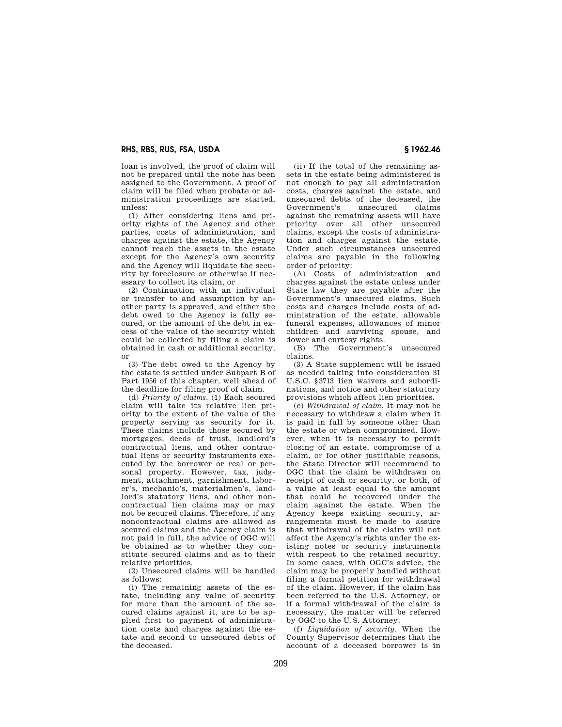loan is involved, the proof of claim will not be prepared until the note has been assigned to the Government. A proof of claim will be filed when probate or administration proceedings are started, unless:

(1) After considering liens and priority rights of the Agency and other parties, costs of administration, and charges against the estate, the Agency cannot reach the assets in the estate except for the Agency's own security and the Agency will liquidate the security by foreclosure or otherwise if necessary to collect its claim, or

(2) Continuation with an individual or transfer to and assumption by another party is approved, and either the debt owed to the Agency is fully secured, or the amount of the debt in excess of the value of the security which could be collected by filing a claim is obtained in cash or additional security, or

(3) The debt owed to the Agency by the estate is settled under Subpart B of Part 1956 of this chapter, well ahead of the deadline for filing proof of claim.

(d) *Priority of claims.* (1) Each secured claim will take its relative lien priority to the extent of the value of the property serving as security for it. These claims include those secured by mortgages, deeds of trust, landlord's contractual liens, and other contractual liens or security instruments executed by the borrower or real or personal property. However, tax, judgment, attachment, garnishment, laborer's, mechanic's, materialmen's, landlord's statutory liens, and other noncontractual lien claims may or may not be secured claims. Therefore, if any noncontractual claims are allowed as secured claims and the Agency claim is not paid in full, the advice of OGC will be obtained as to whether they constitute secured claims and as to their relative priorities.

(2) Unsecured claims will be handled as follows:

(i) The remaining assets of the estate, including any value of security for more than the amount of the secured claims against it, are to be applied first to payment of administration costs and charges against the estate and second to unsecured debts of the deceased.

(ii) If the total of the remaining assets in the estate being administered is not enough to pay all administration costs, charges against the estate, and unsecured debts of the deceased, the Government's unsecured claims against the remaining assets will have priority over all other unsecured claims, except the costs of administration and charges against the estate. Under such circumstances unsecured claims are payable in the following order of priority:

(A) Costs of administration and charges against the estate unless under State law they are payable after the Government's unsecured claims. Such costs and charges include costs of administration of the estate, allowable funeral expenses, allowances of minor children and surviving spouse, and dower and curtesy rights.

(B) The Government's unsecured claims.

(3) A State supplement will be issued as needed taking into consideration 31 U.S.C. §3713 lien waivers and subordinations, and notice and other statutory provisions which affect lien priorities.

(e) *Withdrawal of claim.* It may not be necessary to withdraw a claim when it is paid in full by someone other than the estate or when compromised. However, when it is necessary to permit closing of an estate, compromise of a claim, or for other justifiable reasons, the State Director will recommend to OGC that the claim be withdrawn on receipt of cash or security, or both, of a value at least equal to the amount that could be recovered under the claim against the estate. When the Agency keeps existing security, arrangements must be made to assure that withdrawal of the claim will not affect the Agency's rights under the existing notes or security instruments with respect to the retained security. In some cases, with OGC's advice, the claim may be properly handled without filing a formal petition for withdrawal of the claim. However, if the claim has been referred to the U.S. Attorney, or if a formal withdrawal of the claim is necessary, the matter will be referred by OGC to the U.S. Attorney.

(f) *Liquidation of security.* When the County Supervisor determines that the account of a deceased borrower is in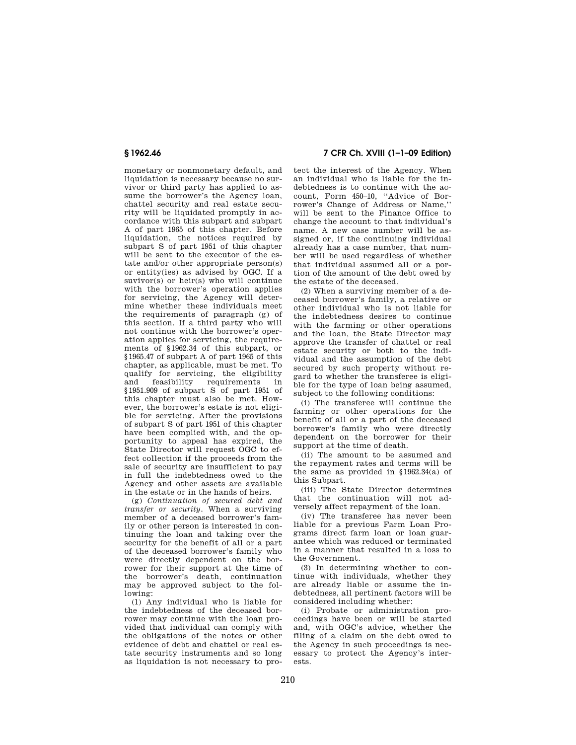monetary or nonmonetary default, and liquidation is necessary because no survivor or third party has applied to assume the borrower's the Agency loan, chattel security and real estate security will be liquidated promptly in accordance with this subpart and subpart A of part 1965 of this chapter. Before liquidation, the notices required by subpart S of part 1951 of this chapter will be sent to the executor of the estate and/or other appropriate person(s) or entity(ies) as advised by OGC. If a suvivor(s) or heir(s) who will continue with the borrower's operation applies for servicing, the Agency will determine whether these individuals meet the requirements of paragraph (g) of this section. If a third party who will not continue with the borrower's operation applies for servicing, the requirements of §1962.34 of this subpart, or §1965.47 of subpart A of part 1965 of this chapter, as applicable, must be met. To qualify for servicing, the eligibility and feasibility requirements in §1951.909 of subpart S of part 1951 of this chapter must also be met. However, the borrower's estate is not eligible for servicing. After the provisions of subpart S of part 1951 of this chapter have been complied with, and the opportunity to appeal has expired, the State Director will request OGC to effect collection if the proceeds from the sale of security are insufficient to pay in full the indebtedness owed to the Agency and other assets are available in the estate or in the hands of heirs.

(g) *Continuation of secured debt and transfer or security.* When a surviving member of a deceased borrower's family or other person is interested in continuing the loan and taking over the security for the benefit of all or a part of the deceased borrower's family who were directly dependent on the borrower for their support at the time of the borrower's death, continuation may be approved subject to the following:

(1) Any individual who is liable for the indebtedness of the deceased borrower may continue with the loan provided that individual can comply with the obligations of the notes or other evidence of debt and chattel or real estate security instruments and so long as liquidation is not necessary to protect the interest of the Agency. When an individual who is liable for the indebtedness is to continue with the account, Form 450–10, "Advice of Borrower's Change of Address or Name," will be sent to the Finance Office to change the account to that individual's name. A new case number will be assigned or, if the continuing individual already has a case number, that number will be used regardless of whether that individual assumed all or a portion of the amount of the debt owed by the estate of the deceased.

(2) When a surviving member of a deceased borrower's family, a relative or other individual who is not liable for the indebtedness desires to continue with the farming or other operations and the loan, the State Director may approve the transfer of chattel or real estate security or both to the individual and the assumption of the debt secured by such property without regard to whether the transferee is eligible for the type of loan being assumed, subject to the following conditions:

(i) The transferee will continue the farming or other operations for the benefit of all or a part of the deceased borrower's family who were directly dependent on the borrower for their support at the time of death.

(ii) The amount to be assumed and the repayment rates and terms will be the same as provided in §1962.34(a) of this Subpart.

(iii) The State Director determines that the continuation will not adversely affect repayment of the loan.

(iv) The transferee has never been liable for a previous Farm Loan Programs direct farm loan or loan guarantee which was reduced or terminated in a manner that resulted in a loss to the Government.

(3) In determining whether to continue with individuals, whether they are already liable or assume the indebtedness, all pertinent factors will be considered including whether:

(i) Probate or administration proceedings have been or will be started and, with OGC's advice, whether the filing of a claim on the debt owed to the Agency in such proceedings is necessary to protect the Agency's interests.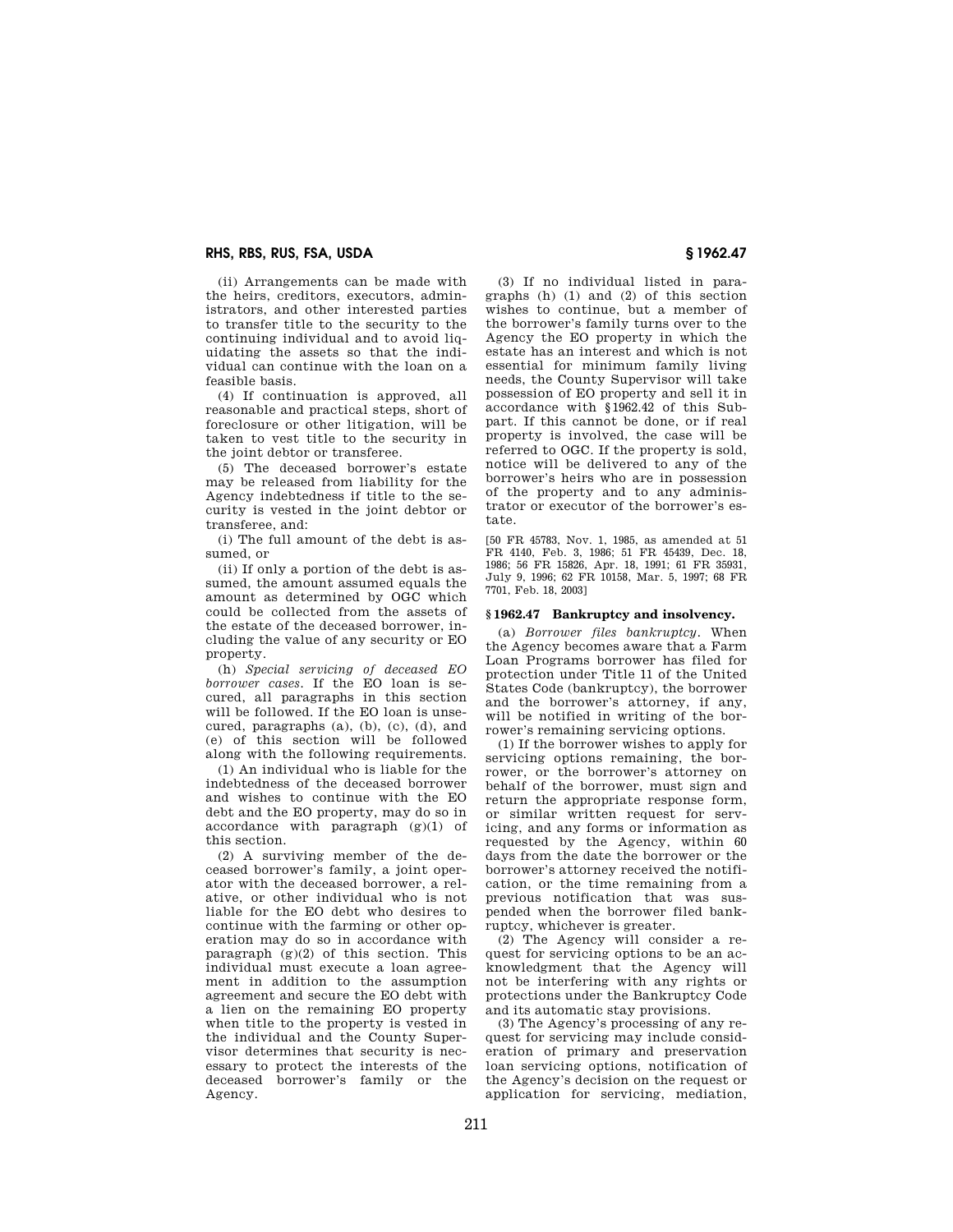(ii) Arrangements can be made with the heirs, creditors, executors, administrators, and other interested parties to transfer title to the security to the continuing individual and to avoid liquidating the assets so that the individual can continue with the loan on a feasible basis.

(4) If continuation is approved, all reasonable and practical steps, short of foreclosure or other litigation, will be taken to vest title to the security in the joint debtor or transferee.

(5) The deceased borrower's estate may be released from liability for the Agency indebtedness if title to the security is vested in the joint debtor or transferee, and:

(i) The full amount of the debt is assumed, or

(ii) If only a portion of the debt is assumed, the amount assumed equals the amount as determined by OGC which could be collected from the assets of the estate of the deceased borrower, including the value of any security or EO property.

(h) *Special servicing of deceased EO borrower cases.* If the EO loan is secured, all paragraphs in this section will be followed. If the EO loan is unsecured, paragraphs (a), (b), (c), (d), and (e) of this section will be followed along with the following requirements.

(1) An individual who is liable for the indebtedness of the deceased borrower and wishes to continue with the EO debt and the EO property, may do so in accordance with paragraph (g)(1) of this section.

(2) A surviving member of the deceased borrower's family, a joint operator with the deceased borrower, a relative, or other individual who is not liable for the EO debt who desires to continue with the farming or other operation may do so in accordance with paragraph (g)(2) of this section. This individual must execute a loan agreement in addition to the assumption agreement and secure the EO debt with a lien on the remaining EO property when title to the property is vested in the individual and the County Supervisor determines that security is necessary to protect the interests of the deceased borrower's family or the Agency.

(3) If no individual listed in paragraphs (h) (1) and (2) of this section wishes to continue, but a member of the borrower's family turns over to the Agency the EO property in which the estate has an interest and which is not essential for minimum family living needs, the County Supervisor will take possession of EO property and sell it in accordance with §1962.42 of this Subpart. If this cannot be done, or if real property is involved, the case will be referred to OGC. If the property is sold, notice will be delivered to any of the borrower's heirs who are in possession of the property and to any administrator or executor of the borrower's estate.

[50 FR 45783, Nov. 1, 1985, as amended at 51 FR 4140, Feb. 3, 1986; 51 FR 45439, Dec. 18, 1986; 56 FR 15826, Apr. 18, 1991; 61 FR 35931, July 9, 1996; 62 FR 10158, Mar. 5, 1997; 68 FR 7701, Feb. 18, 2003]

## § 1962.47 Bankruptcy and insolvency.

(a) *Borrower files bankruptcy.* When the Agency becomes aware that a Farm Loan Programs borrower has filed for protection under Title 11 of the United States Code (bankruptcy), the borrower and the borrower's attorney, if any, will be notified in writing of the borrower's remaining servicing options.

(1) If the borrower wishes to apply for servicing options remaining, the borrower, or the borrower's attorney on behalf of the borrower, must sign and return the appropriate response form, or similar written request for servicing, and any forms or information as requested by the Agency, within 60 days from the date the borrower or the borrower's attorney received the notification, or the time remaining from a previous notification that was suspended when the borrower filed bankruptcy, whichever is greater.

(2) The Agency will consider a request for servicing options to be an acknowledgment that the Agency will not be interfering with any rights or protections under the Bankruptcy Code and its automatic stay provisions.

(3) The Agency's processing of any request for servicing may include consideration of primary and preservation loan servicing options, notification of the Agency's decision on the request or application for servicing, mediation,